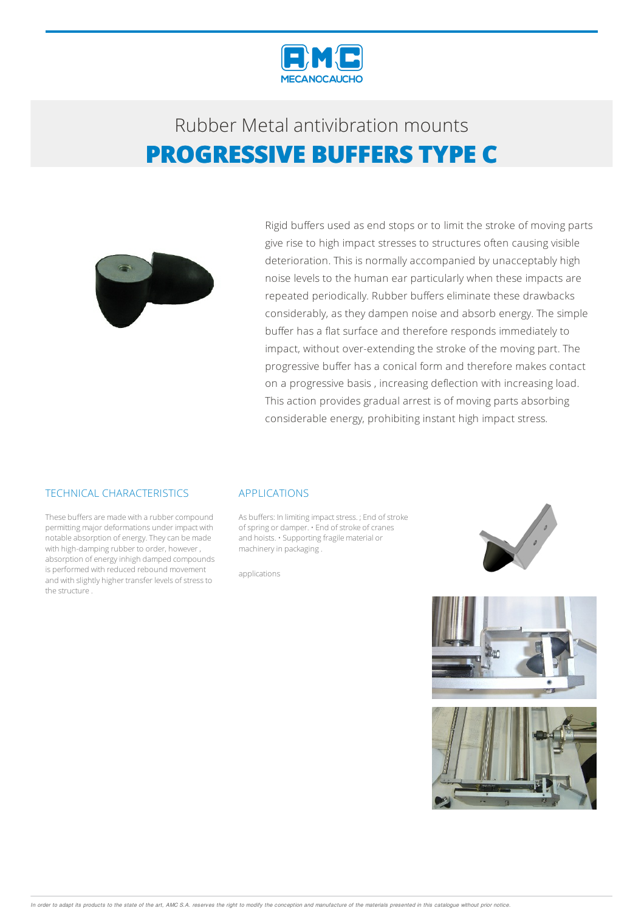# Rubber Metal antivibration mounts

## PROGRESSIVE BUFFERS TYPE C

Rigid buffers used as end stops or to limit the stroke of moving parts give rise to high impact stresses to structures often causing visible deterioration. This is normally accompanied by unacceptably high noise levels to the human ear particularly when these impacts are repeated periodically. Rubber buffers eliminate these drawbacks considerably, as they dampen noise and absorb energy. The simple buffer has a flat surface and therefore responds immediately to impact, without over-extending the stroke of the moving part. The progressive buffer has a conical form and therefore makes contact on a progressive basis , increasing deflection with increasing load. This action provides gradual arrest is of moving parts absorbing considerable energy, prohibiting instant high impact stress.

### TECHNICAL CHARACTERISTICS

These buffers are made with a rubber compound permitting major deformations under impact with notable absorption of energy. They can be made with high-damping rubber to order, however , absorption of energy inhigh damped compounds is performed with reduced rebound movement and with slightly higher transfer levels of stress to the structure .

### APPLICATIONS

As buffers: In limiting impact stress. ; End of stroke of spring or damper. • End of stroke of cranes and hoists. • Supporting fragile material or machinery in packaging .

applications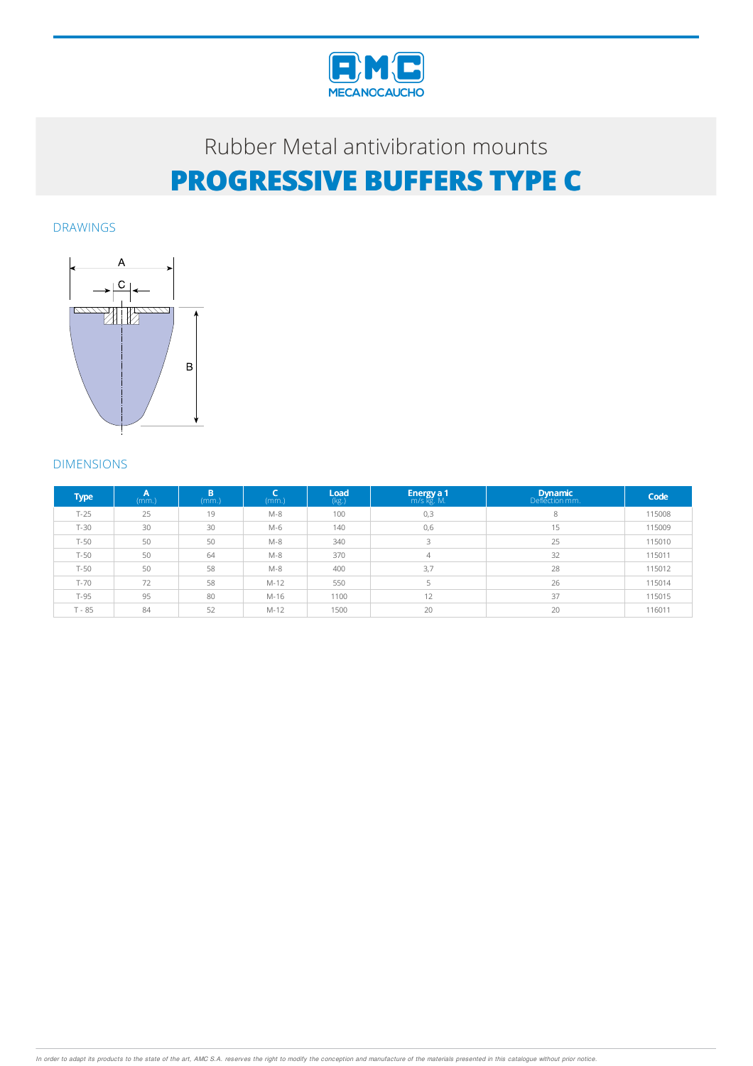Rubber Metal antivibration mounts

# PROGRESSIVE BUFFERS TYPE C

## DRAWINGS

## DIMENSIONS

| Type | A (mm.) | B (mm.) | C (mm.) | Load (kg.) | Energy a 1 m/s kg. M. | Dynamic Deflection mm. | Code |
|---|---|---|---|---|---|---|---|
| T-25 | 25 | 19 | M-8 | 100 | 0,3 | 8 | 115008 |
| T-30 | 30 | 30 | M-6 | 140 | 0,6 | 15 | 115009 |
| T-50 | 50 | 50 | M-8 | 340 | 3 | 25 | 115010 |
| T-50 | 50 | 64 | M-8 | 370 | 4 | 32 | 115011 |
| T-50 | 50 | 58 | M-8 | 400 | 3,7 | 28 | 115012 |
| T-70 | 72 | 58 | M-12 | 550 | 5 | 26 | 115014 |
| T-95 | 95 | 80 | M-16 | 1100 | 12 | 37 | 115015 |
| T - 85 | 84 | 52 | M-12 | 1500 | 20 | 20 | 116011 |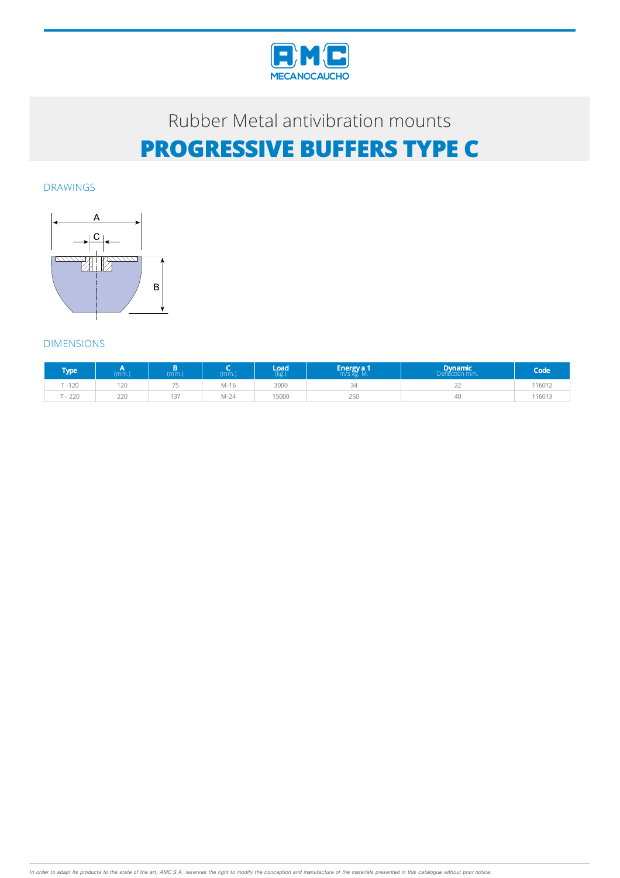Rubber Metal antivibration mounts

# PROGRESSIVE BUFFERS TYPE C

## DRAWINGS

## DIMENSIONS

| Type | A (mm.) | B (mm.) | C (mm.) | Load (kg.) | Energy a 1 m/s kg. M. | Dynamic Deflection mm. | Code |
|---|---|---|---|---|---|---|---|
| T -120 | 120 | 75 | M-16 | 3000 | 34 | 22 | 116012 |
| T - 220 | 220 | 137 | M-24 | 15000 | 250 | 40 | 116013 |

*In order to adapt its products to the state of the art, AMC S.A. reserves the right to modify the conception and manufacture of the materials presented in this catalogue without prior notice.*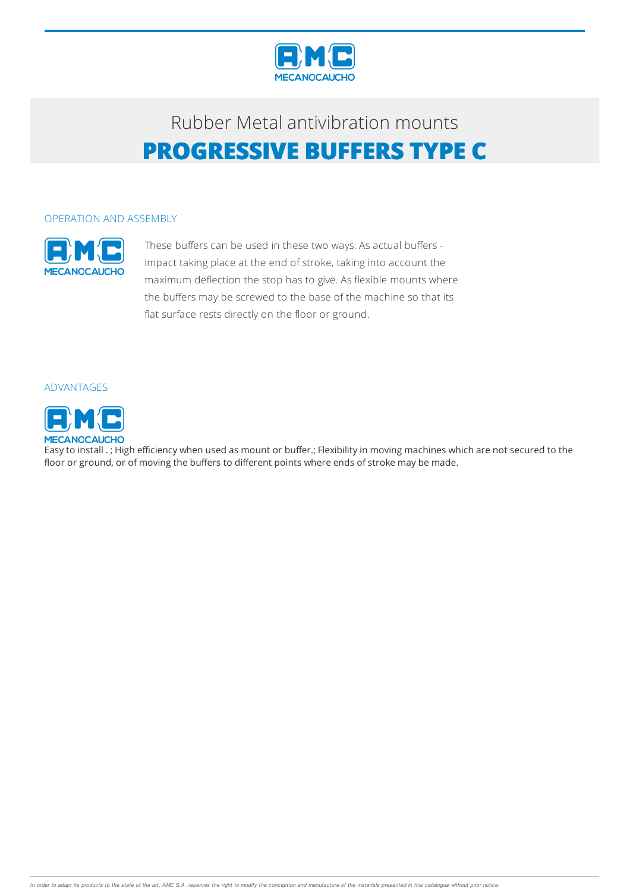Rubber Metal antivibration mounts

# PROGRESSIVE BUFFERS TYPE C

## OPERATION AND ASSEMBLY

These buffers can be used in these two ways: As actual buffers - impact taking place at the end of stroke, taking into account the maximum deflection the stop has to give. As flexible mounts where the buffers may be screwed to the base of the machine so that its flat surface rests directly on the floor or ground.

## ADVANTAGES

Easy to install . ; High efficiency when used as mount or buffer.; Flexibility in moving machines which are not secured to the floor or ground, or of moving the buffers to different points where ends of stroke may be made.